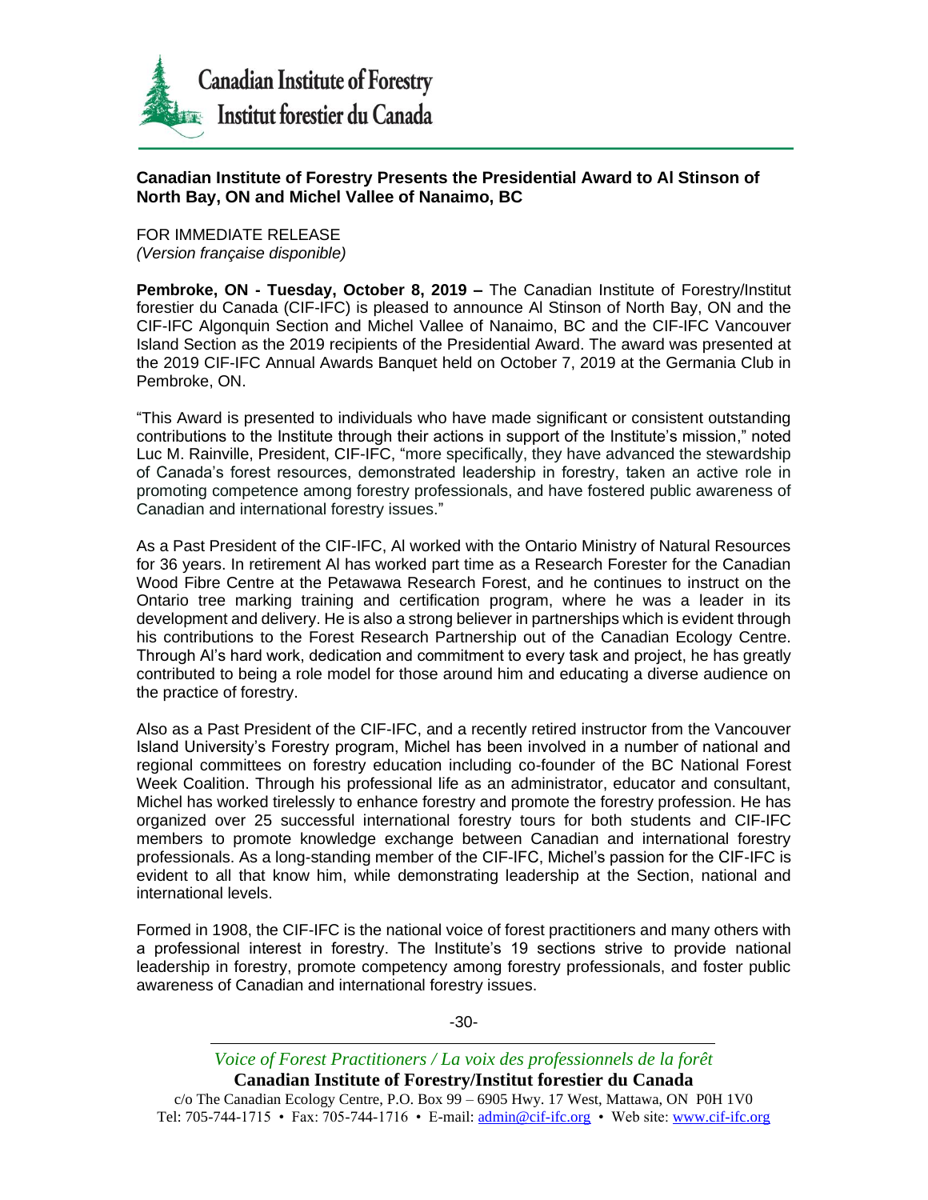Canadian Institute of Forestry
Institut forestier du Canada

## Canadian Institute of Forestry Presents the Presidential Award to Al Stinson of North Bay, ON and Michel Vallee of Nanaimo, BC

FOR IMMEDIATE RELEASE
*(Version française disponible)*

**Pembroke, ON - Tuesday, October 8, 2019 –** The Canadian Institute of Forestry/Institut forestier du Canada (CIF-IFC) is pleased to announce Al Stinson of North Bay, ON and the CIF-IFC Algonquin Section and Michel Vallee of Nanaimo, BC and the CIF-IFC Vancouver Island Section as the 2019 recipients of the Presidential Award. The award was presented at the 2019 CIF-IFC Annual Awards Banquet held on October 7, 2019 at the Germania Club in Pembroke, ON.

"This Award is presented to individuals who have made significant or consistent outstanding contributions to the Institute through their actions in support of the Institute's mission," noted Luc M. Rainville, President, CIF-IFC, "more specifically, they have advanced the stewardship of Canada's forest resources, demonstrated leadership in forestry, taken an active role in promoting competence among forestry professionals, and have fostered public awareness of Canadian and international forestry issues."

As a Past President of the CIF-IFC, Al worked with the Ontario Ministry of Natural Resources for 36 years. In retirement Al has worked part time as a Research Forester for the Canadian Wood Fibre Centre at the Petawawa Research Forest, and he continues to instruct on the Ontario tree marking training and certification program, where he was a leader in its development and delivery. He is also a strong believer in partnerships which is evident through his contributions to the Forest Research Partnership out of the Canadian Ecology Centre. Through Al's hard work, dedication and commitment to every task and project, he has greatly contributed to being a role model for those around him and educating a diverse audience on the practice of forestry.

Also as a Past President of the CIF-IFC, and a recently retired instructor from the Vancouver Island University's Forestry program, Michel has been involved in a number of national and regional committees on forestry education including co-founder of the BC National Forest Week Coalition. Through his professional life as an administrator, educator and consultant, Michel has worked tirelessly to enhance forestry and promote the forestry profession. He has organized over 25 successful international forestry tours for both students and CIF-IFC members to promote knowledge exchange between Canadian and international forestry professionals. As a long-standing member of the CIF-IFC, Michel's passion for the CIF-IFC is evident to all that know him, while demonstrating leadership at the Section, national and international levels.

Formed in 1908, the CIF-IFC is the national voice of forest practitioners and many others with a professional interest in forestry. The Institute's 19 sections strive to provide national leadership in forestry, promote competency among forestry professionals, and foster public awareness of Canadian and international forestry issues.

-30-

*Voice of Forest Practitioners / La voix des professionnels de la forêt*
**Canadian Institute of Forestry/Institut forestier du Canada**
c/o The Canadian Ecology Centre, P.O. Box 99 – 6905 Hwy. 17 West, Mattawa, ON P0H 1V0
Tel: 705-744-1715 • Fax: 705-744-1716 • E-mail: admin@cif-ifc.org • Web site: www.cif-ifc.org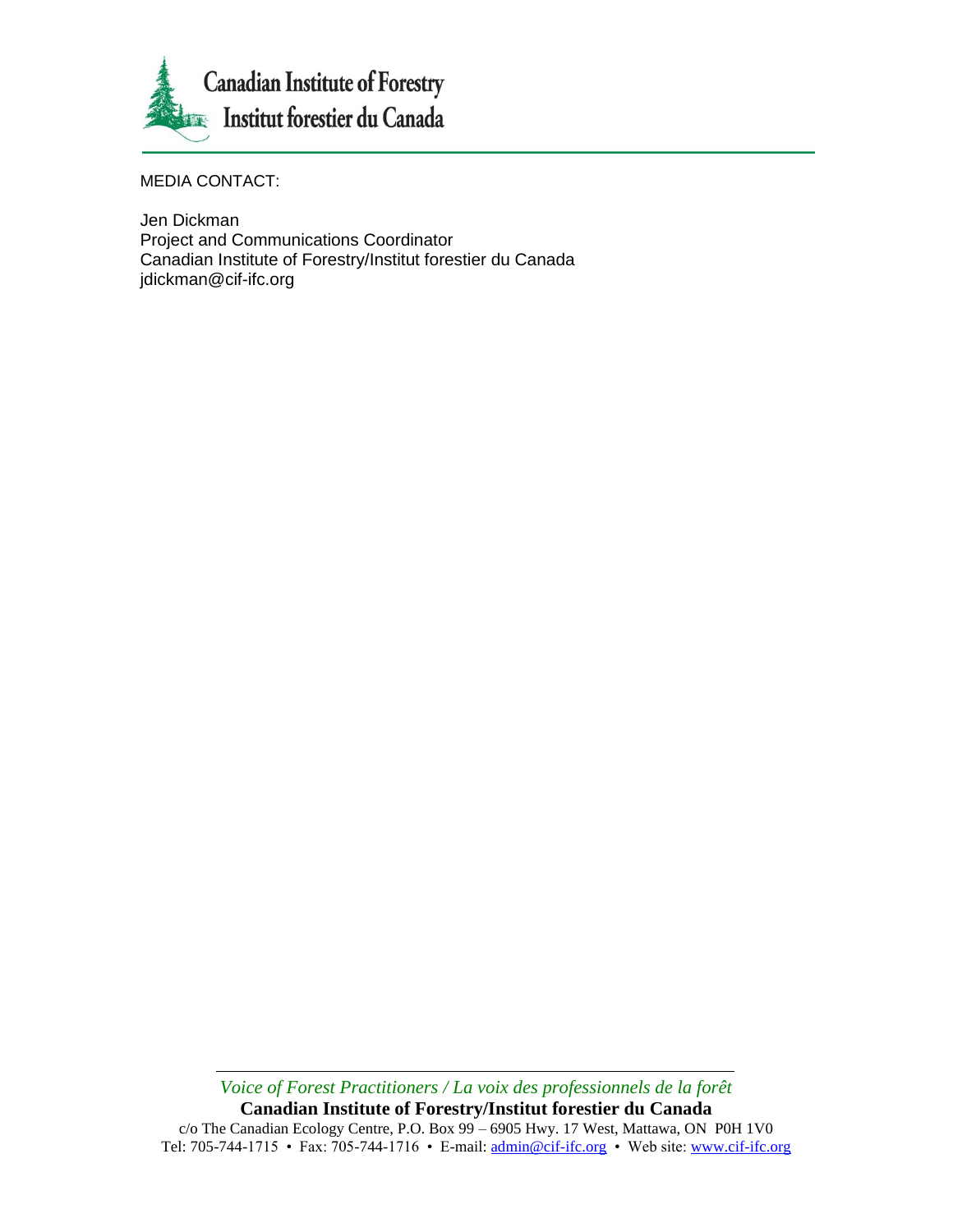MEDIA CONTACT:

Jen Dickman
Project and Communications Coordinator
Canadian Institute of Forestry/Institut forestier du Canada
jdickman@cif-ifc.org